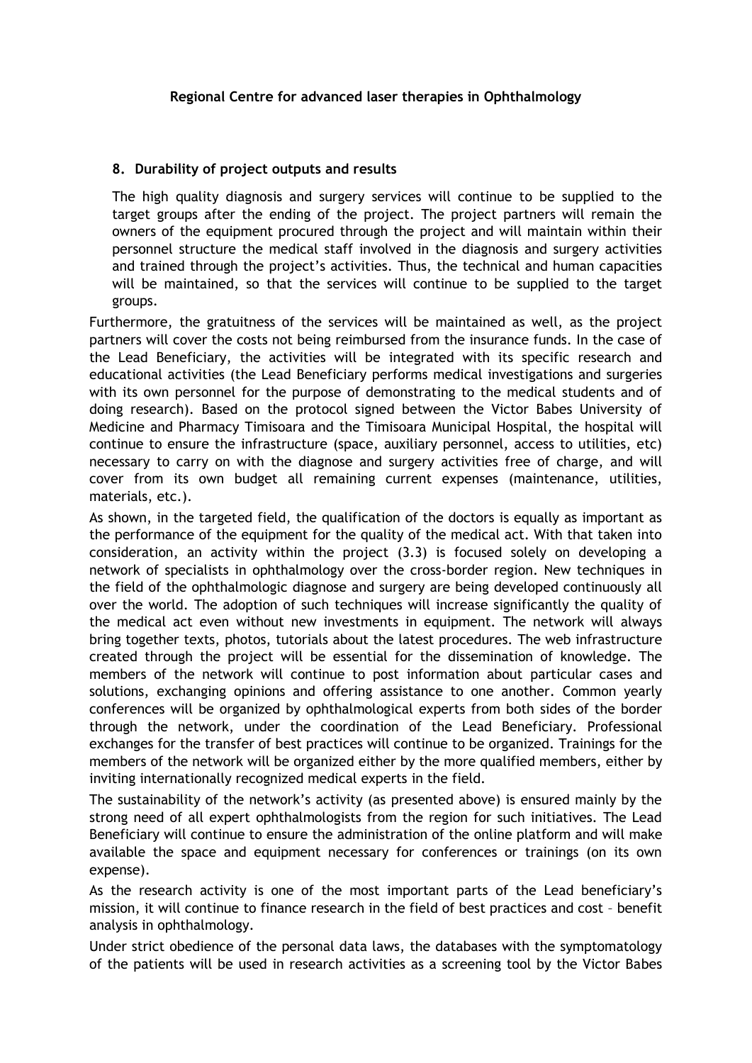**Regional Centre for advanced laser therapies in Ophthalmology**

## 8. Durability of project outputs and results

The high quality diagnosis and surgery services will continue to be supplied to the target groups after the ending of the project. The project partners will remain the owners of the equipment procured through the project and will maintain within their personnel structure the medical staff involved in the diagnosis and surgery activities and trained through the project's activities. Thus, the technical and human capacities will be maintained, so that the services will continue to be supplied to the target groups.

Furthermore, the gratuitness of the services will be maintained as well, as the project partners will cover the costs not being reimbursed from the insurance funds. In the case of the Lead Beneficiary, the activities will be integrated with its specific research and educational activities (the Lead Beneficiary performs medical investigations and surgeries with its own personnel for the purpose of demonstrating to the medical students and of doing research). Based on the protocol signed between the Victor Babes University of Medicine and Pharmacy Timisoara and the Timisoara Municipal Hospital, the hospital will continue to ensure the infrastructure (space, auxiliary personnel, access to utilities, etc) necessary to carry on with the diagnose and surgery activities free of charge, and will cover from its own budget all remaining current expenses (maintenance, utilities, materials, etc.).

As shown, in the targeted field, the qualification of the doctors is equally as important as the performance of the equipment for the quality of the medical act. With that taken into consideration, an activity within the project (3.3) is focused solely on developing a network of specialists in ophthalmology over the cross-border region. New techniques in the field of the ophthalmologic diagnose and surgery are being developed continuously all over the world. The adoption of such techniques will increase significantly the quality of the medical act even without new investments in equipment. The network will always bring together texts, photos, tutorials about the latest procedures. The web infrastructure created through the project will be essential for the dissemination of knowledge. The members of the network will continue to post information about particular cases and solutions, exchanging opinions and offering assistance to one another. Common yearly conferences will be organized by ophthalmological experts from both sides of the border through the network, under the coordination of the Lead Beneficiary. Professional exchanges for the transfer of best practices will continue to be organized. Trainings for the members of the network will be organized either by the more qualified members, either by inviting internationally recognized medical experts in the field.

The sustainability of the network's activity (as presented above) is ensured mainly by the strong need of all expert ophthalmologists from the region for such initiatives. The Lead Beneficiary will continue to ensure the administration of the online platform and will make available the space and equipment necessary for conferences or trainings (on its own expense).

As the research activity is one of the most important parts of the Lead beneficiary's mission, it will continue to finance research in the field of best practices and cost – benefit analysis in ophthalmology.

Under strict obedience of the personal data laws, the databases with the symptomatology of the patients will be used in research activities as a screening tool by the Victor Babes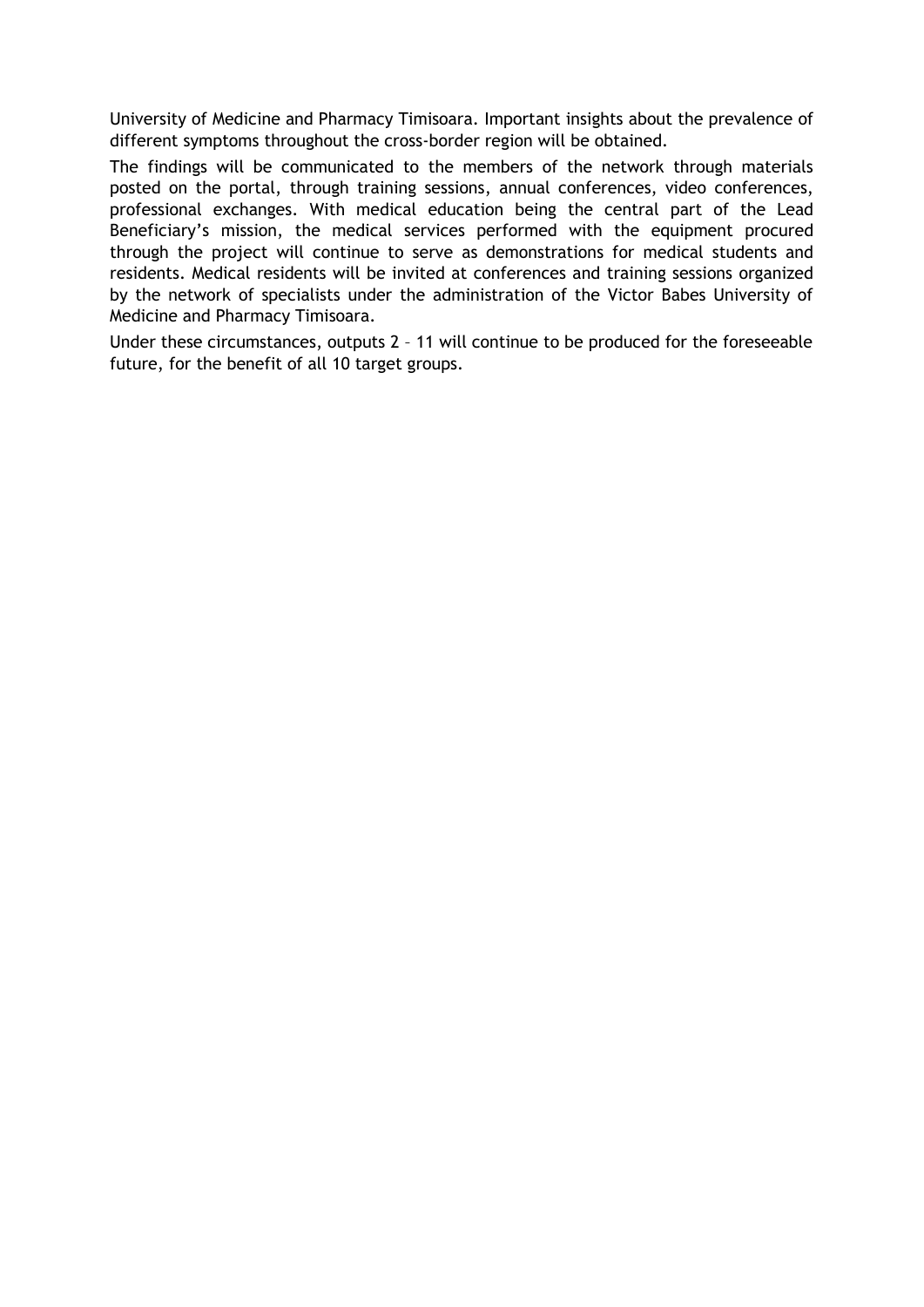University of Medicine and Pharmacy Timisoara. Important insights about the prevalence of different symptoms throughout the cross-border region will be obtained.

The findings will be communicated to the members of the network through materials posted on the portal, through training sessions, annual conferences, video conferences, professional exchanges. With medical education being the central part of the Lead Beneficiary's mission, the medical services performed with the equipment procured through the project will continue to serve as demonstrations for medical students and residents. Medical residents will be invited at conferences and training sessions organized by the network of specialists under the administration of the Victor Babes University of Medicine and Pharmacy Timisoara.

Under these circumstances, outputs 2 – 11 will continue to be produced for the foreseeable future, for the benefit of all 10 target groups.